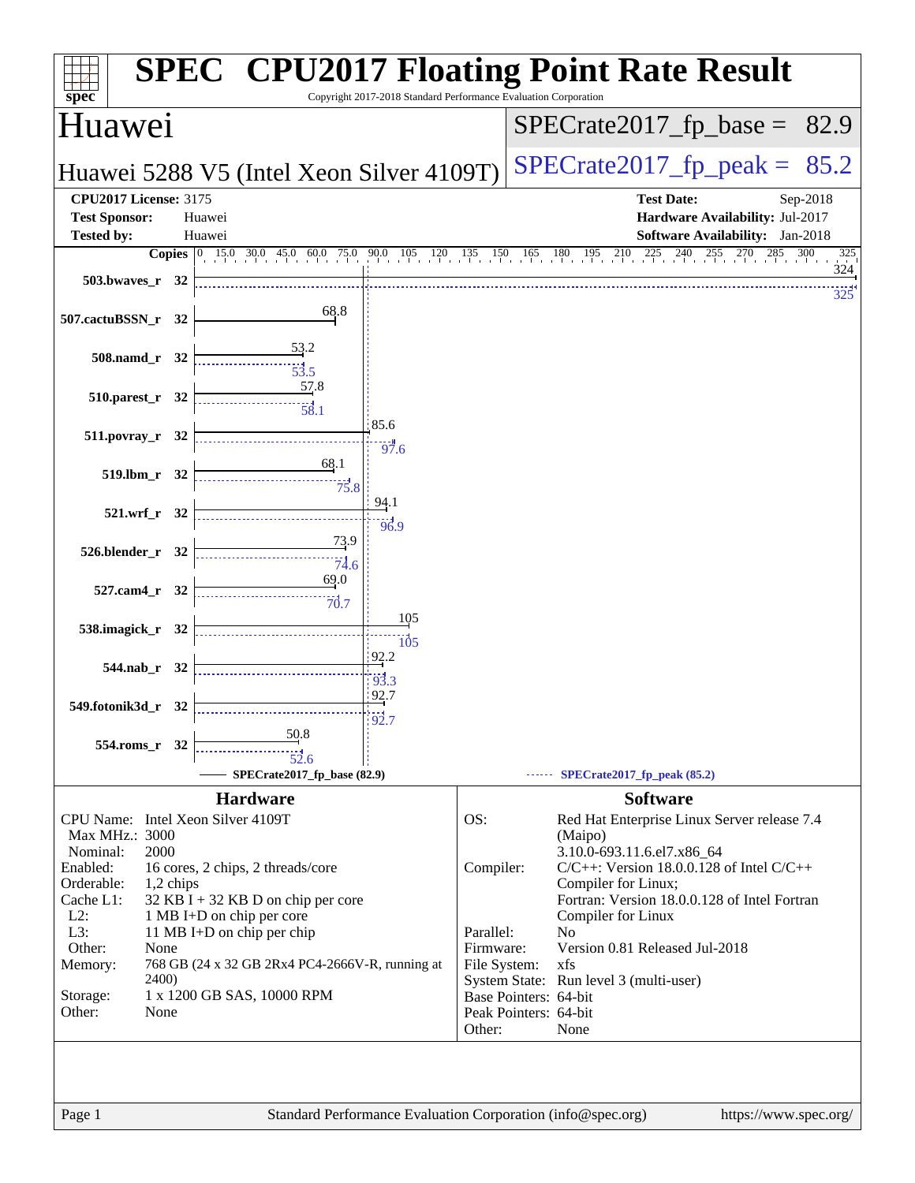# SPEC CPU2017 Floating Point Rate Result

Copyright 2017-2018 Standard Performance Evaluation Corporation

## Huawei

**Huawei 5288 V5 (Intel Xeon Silver 4109T)**

SPECrate2017_fp_base = 82.9

SPECrate2017_fp_peak = 85.2

**CPU2017 License:** 3175
**Test Sponsor:** Huawei
**Tested by:** Huawei

**Test Date:** Sep-2018
**Hardware Availability:** Jul-2017
**Software Availability:** Jan-2018

| Benchmark | Copies | Base | Peak |
|---|---|---|---|
| 503.bwaves_r | 32 | 324 | 325 |
| 507.cactuBSSN_r | 32 | 68.8 | |
| 508.namd_r | 32 | 53.2 | 53.5 |
| 510.parest_r | 32 | 57.8 | 58.1 |
| 511.povray_r | 32 | 85.6 | 97.6 |
| 519.lbm_r | 32 | 68.1 | 75.8 |
| 521.wrf_r | 32 | 94.1 | 96.9 |
| 526.blender_r | 32 | 73.9 | 74.6 |
| 527.cam4_r | 32 | 69.0 | 70.7 |
| 538.imagick_r | 32 | 105 | 105 |
| 544.nab_r | 32 | 92.2 | 93.3 |
| 549.fotonik3d_r | 32 | 92.7 | 92.7 |
| 554.roms_r | 32 | 50.8 | 52.6 |

SPECrate2017_fp_base (82.9) — SPECrate2017_fp_peak (85.2)

### Hardware

| | |
|---|---|
| CPU Name: | Intel Xeon Silver 4109T |
| Max MHz.: | 3000 |
| Nominal: | 2000 |
| Enabled: | 16 cores, 2 chips, 2 threads/core |
| Orderable: | 1,2 chips |
| Cache L1: | 32 KB I + 32 KB D on chip per core |
| L2: | 1 MB I+D on chip per core |
| L3: | 11 MB I+D on chip per chip |
| Other: | None |
| Memory: | 768 GB (24 x 32 GB 2Rx4 PC4-2666V-R, running at 2400) |
| Storage: | 1 x 1200 GB SAS, 10000 RPM |
| Other: | None |

### Software

| | |
|---|---|
| OS: | Red Hat Enterprise Linux Server release 7.4 (Maipo) 3.10.0-693.11.6.el7.x86_64 |
| Compiler: | C/C++: Version 18.0.0.128 of Intel C/C++ Compiler for Linux; Fortran: Version 18.0.0.128 of Intel Fortran Compiler for Linux |
| Parallel: | No |
| Firmware: | Version 0.81 Released Jul-2018 |
| File System: | xfs |
| System State: | Run level 3 (multi-user) |
| Base Pointers: | 64-bit |
| Peak Pointers: | 64-bit |
| Other: | None |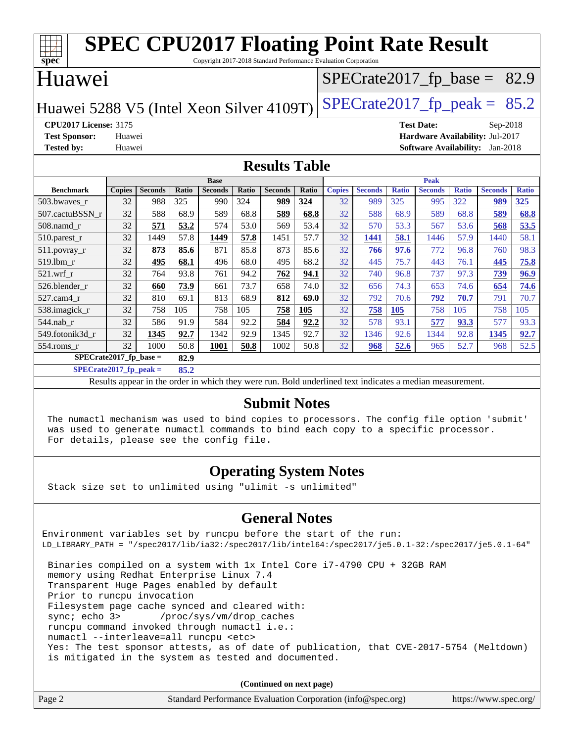# SPEC CPU2017 Floating Point Rate Result

Copyright 2017-2018 Standard Performance Evaluation Corporation

## Huawei

Huawei 5288 V5 (Intel Xeon Silver 4109T)

SPECrate2017_fp_base = 82.9

SPECrate2017_fp_peak = 85.2

**CPU2017 License:** 3175
**Test Sponsor:** Huawei
**Tested by:** Huawei

**Test Date:** Sep-2018
**Hardware Availability:** Jul-2017
**Software Availability:** Jan-2018

## Results Table

| | Base | | | | | | | Peak | | | | | | |
|---|---|---|---|---|---|---|---|---|---|---|---|---|---|---|
| **Benchmark** | **Copies** | **Seconds** | **Ratio** | **Seconds** | **Ratio** | **Seconds** | **Ratio** | **Copies** | **Seconds** | **Ratio** | **Seconds** | **Ratio** | **Seconds** | **Ratio** |
| 503.bwaves_r | 32 | 988 | 325 | 990 | 324 | **989** | **324** | 32 | 989 | 325 | 995 | 322 | **989** | **325** |
| 507.cactuBSSN_r | 32 | 588 | 68.9 | 589 | 68.8 | **589** | **68.8** | 32 | 588 | 68.9 | 589 | 68.8 | **589** | **68.8** |
| 508.namd_r | 32 | **571** | **53.2** | 574 | 53.0 | 569 | 53.4 | 32 | 570 | 53.3 | 567 | 53.6 | **568** | **53.5** |
| 510.parest_r | 32 | 1449 | 57.8 | **1449** | **57.8** | 1451 | 57.7 | 32 | **1441** | **58.1** | 1446 | 57.9 | 1440 | 58.1 |
| 511.povray_r | 32 | **873** | **85.6** | 871 | 85.8 | 873 | 85.6 | 32 | **766** | **97.6** | 772 | 96.8 | 760 | 98.3 |
| 519.lbm_r | 32 | **495** | **68.1** | 496 | 68.0 | 495 | 68.2 | 32 | 445 | 75.7 | 443 | 76.1 | **445** | **75.8** |
| 521.wrf_r | 32 | 764 | 93.8 | 761 | 94.2 | **762** | **94.1** | 32 | 740 | 96.8 | 737 | 97.3 | **739** | **96.9** |
| 526.blender_r | 32 | **660** | **73.9** | 661 | 73.7 | 658 | 74.0 | 32 | 656 | 74.3 | 653 | 74.6 | **654** | **74.6** |
| 527.cam4_r | 32 | 810 | 69.1 | 813 | 68.9 | **812** | **69.0** | 32 | 792 | 70.6 | **792** | **70.7** | 791 | 70.7 |
| 538.imagick_r | 32 | 758 | 105 | 758 | 105 | **758** | **105** | 32 | **758** | **105** | 758 | 105 | 758 | 105 |
| 544.nab_r | 32 | 586 | 91.9 | 584 | 92.2 | **584** | **92.2** | 32 | 578 | 93.1 | **577** | **93.3** | 577 | 93.3 |
| 549.fotonik3d_r | 32 | **1345** | **92.7** | 1342 | 92.9 | 1345 | 92.7 | 32 | 1346 | 92.6 | 1344 | 92.8 | **1345** | **92.7** |
| 554.roms_r | 32 | 1000 | 50.8 | **1001** | **50.8** | 1002 | 50.8 | 32 | **968** | **52.6** | 965 | 52.7 | 968 | 52.5 |

**SPECrate2017_fp_base = 82.9**

**SPECrate2017_fp_peak = 85.2**

Results appear in the order in which they were run. Bold underlined text indicates a median measurement.

## Submit Notes

```
The numactl mechanism was used to bind copies to processors. The config file option 'submit'
was used to generate numactl commands to bind each copy to a specific processor.
For details, please see the config file.
```

## Operating System Notes

```
Stack size set to unlimited using "ulimit -s unlimited"
```

## General Notes

```
Environment variables set by runcpu before the start of the run:
LD_LIBRARY_PATH = "/spec2017/lib/ia32:/spec2017/lib/intel64:/spec2017/je5.0.1-32:/spec2017/je5.0.1-64"

 Binaries compiled on a system with 1x Intel Core i7-4790 CPU + 32GB RAM
 memory using Redhat Enterprise Linux 7.4
 Transparent Huge Pages enabled by default
 Prior to runcpu invocation
 Filesystem page cache synced and cleared with:
 sync; echo 3>       /proc/sys/vm/drop_caches
 runcpu command invoked through numactl i.e.:
 numactl --interleave=all runcpu <etc>
 Yes: The test sponsor attests, as of date of publication, that CVE-2017-5754 (Meltdown)
 is mitigated in the system as tested and documented.
```

(Continued on next page)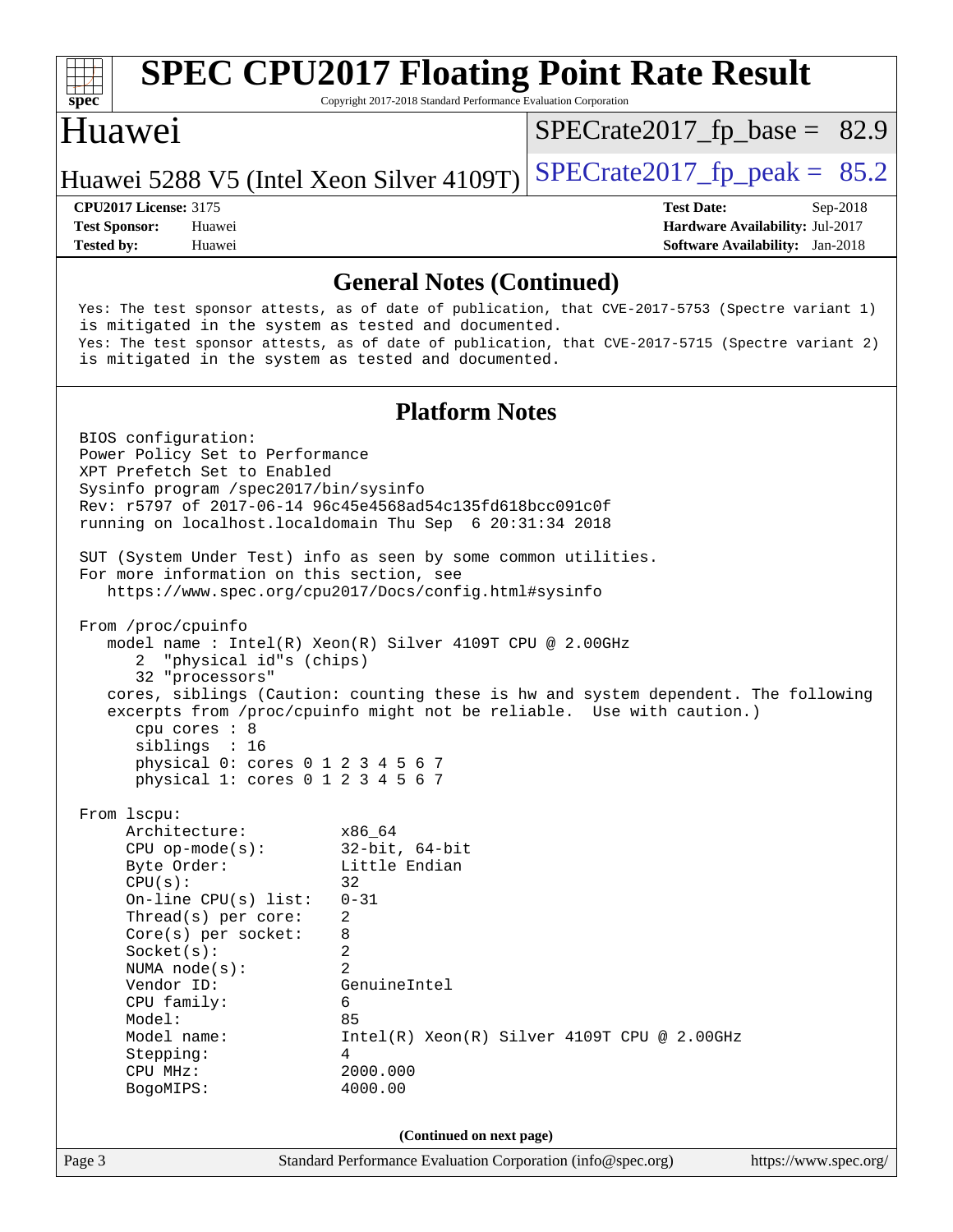## General Notes (Continued)

```
Yes: The test sponsor attests, as of date of publication, that CVE-2017-5753 (Spectre variant 1)
is mitigated in the system as tested and documented.
Yes: The test sponsor attests, as of date of publication, that CVE-2017-5715 (Spectre variant 2)
is mitigated in the system as tested and documented.
```

## Platform Notes

```
BIOS configuration:
Power Policy Set to Performance
XPT Prefetch Set to Enabled
Sysinfo program /spec2017/bin/sysinfo
Rev: r5797 of 2017-06-14 96c45e4568ad54c135fd618bcc091c0f
running on localhost.localdomain Thu Sep  6 20:31:34 2018

SUT (System Under Test) info as seen by some common utilities.
For more information on this section, see
   https://www.spec.org/cpu2017/Docs/config.html#sysinfo

From /proc/cpuinfo
   model name : Intel(R) Xeon(R) Silver 4109T CPU @ 2.00GHz
      2  "physical id"s (chips)
      32 "processors"
   cores, siblings (Caution: counting these is hw and system dependent. The following
   excerpts from /proc/cpuinfo might not be reliable.  Use with caution.)
      cpu cores : 8
      siblings  : 16
      physical 0: cores 0 1 2 3 4 5 6 7
      physical 1: cores 0 1 2 3 4 5 6 7

From lscpu:
     Architecture:          x86_64
     CPU op-mode(s):        32-bit, 64-bit
     Byte Order:            Little Endian
     CPU(s):                32
     On-line CPU(s) list:   0-31
     Thread(s) per core:    2
     Core(s) per socket:    8
     Socket(s):             2
     NUMA node(s):          2
     Vendor ID:             GenuineIntel
     CPU family:            6
     Model:                 85
     Model name:            Intel(R) Xeon(R) Silver 4109T CPU @ 2.00GHz
     Stepping:              4
     CPU MHz:               2000.000
     BogoMIPS:              4000.00
```

(Continued on next page)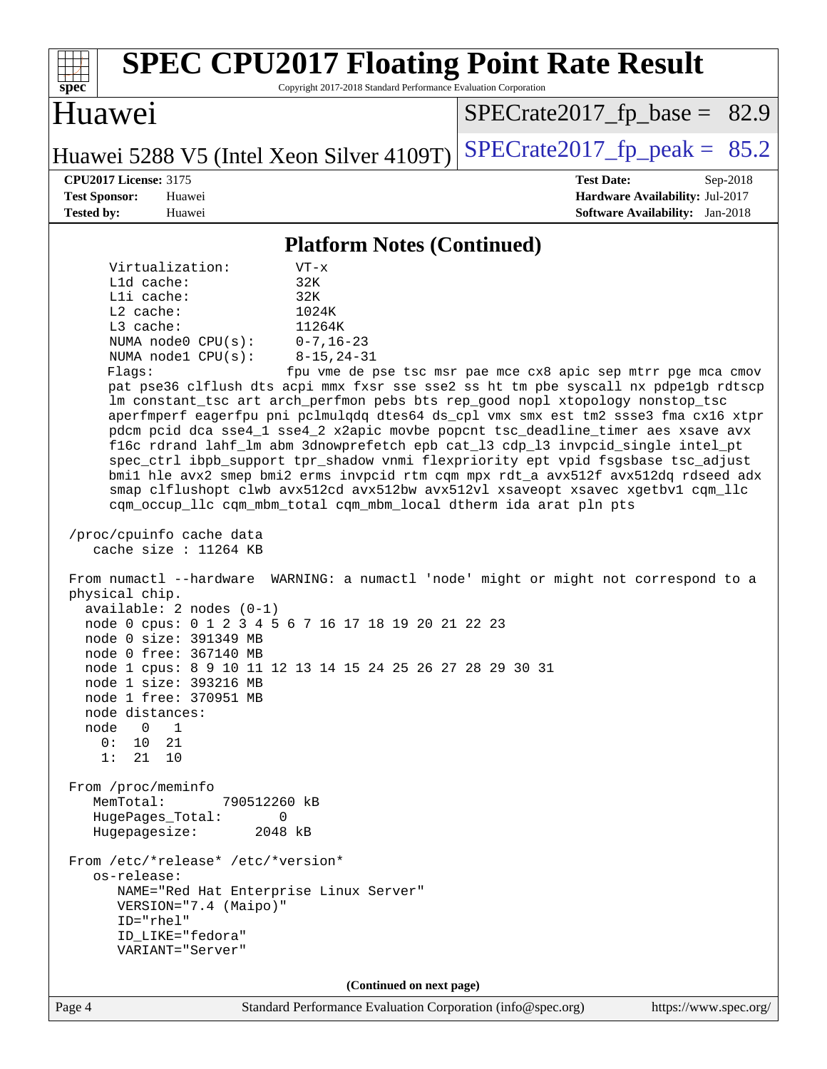# SPEC CPU2017 Floating Point Rate Result

Copyright 2017-2018 Standard Performance Evaluation Corporation

## Huawei

Huawei 5288 V5 (Intel Xeon Silver 4109T)

SPECrate2017_fp_base = 82.9

SPECrate2017_fp_peak = 85.2

**CPU2017 License:** 3175
**Test Sponsor:** Huawei
**Tested by:** Huawei

**Test Date:** Sep-2018
**Hardware Availability:** Jul-2017
**Software Availability:** Jan-2018

### Platform Notes (Continued)

```
     Virtualization:        VT-x
     L1d cache:             32K
     L1i cache:             32K
     L2 cache:              1024K
     L3 cache:              11264K
     NUMA node0 CPU(s):     0-7,16-23
     NUMA node1 CPU(s):     8-15,24-31
     Flags:                fpu vme de pse tsc msr pae mce cx8 apic sep mtrr pge mca cmov
     pat pse36 clflush dts acpi mmx fxsr sse sse2 ss ht tm pbe syscall nx pdpe1gb rdtscp
     lm constant_tsc art arch_perfmon pebs bts rep_good nopl xtopology nonstop_tsc
     aperfmperf eagerfpu pni pclmulqdq dtes64 ds_cpl vmx smx est tm2 ssse3 fma cx16 xtpr
     pdcm pcid dca sse4_1 sse4_2 x2apic movbe popcnt tsc_deadline_timer aes xsave avx
     f16c rdrand lahf_lm abm 3dnowprefetch epb cat_l3 cdp_l3 invpcid_single intel_pt
     spec_ctrl ibpb_support tpr_shadow vnmi flexpriority ept vpid fsgsbase tsc_adjust
     bmi1 hle avx2 smep bmi2 erms invpcid rtm cqm mpx rdt_a avx512f avx512dq rdseed adx
     smap clflushopt clwb avx512cd avx512bw avx512vl xsaveopt xsavec xgetbv1 cqm_llc
     cqm_occup_llc cqm_mbm_total cqm_mbm_local dtherm ida arat pln pts

 /proc/cpuinfo cache data
    cache size : 11264 KB

 From numactl --hardware  WARNING: a numactl 'node' might or might not correspond to a
 physical chip.
   available: 2 nodes (0-1)
   node 0 cpus: 0 1 2 3 4 5 6 7 16 17 18 19 20 21 22 23
   node 0 size: 391349 MB
   node 0 free: 367140 MB
   node 1 cpus: 8 9 10 11 12 13 14 15 24 25 26 27 28 29 30 31
   node 1 size: 393216 MB
   node 1 free: 370951 MB
   node distances:
   node   0   1
     0:  10  21
     1:  21  10

 From /proc/meminfo
    MemTotal:       790512260 kB
    HugePages_Total:       0
    Hugepagesize:       2048 kB

 From /etc/*release* /etc/*version*
    os-release:
       NAME="Red Hat Enterprise Linux Server"
       VERSION="7.4 (Maipo)"
       ID="rhel"
       ID_LIKE="fedora"
       VARIANT="Server"
```

(Continued on next page)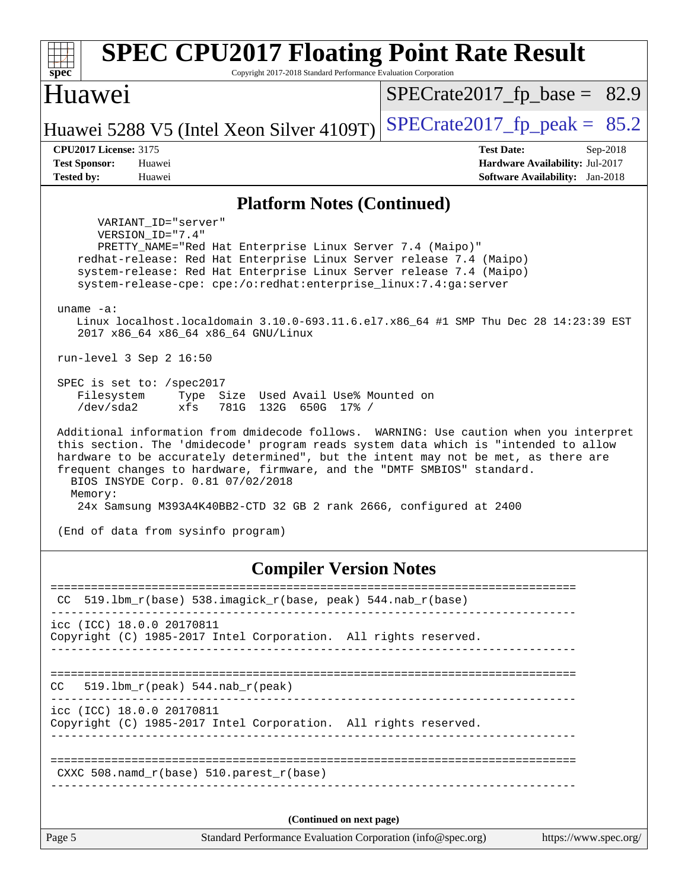## Platform Notes (Continued)

```
       VARIANT_ID="server"
       VERSION_ID="7.4"
       PRETTY_NAME="Red Hat Enterprise Linux Server 7.4 (Maipo)"
    redhat-release: Red Hat Enterprise Linux Server release 7.4 (Maipo)
    system-release: Red Hat Enterprise Linux Server release 7.4 (Maipo)
    system-release-cpe: cpe:/o:redhat:enterprise_linux:7.4:ga:server

 uname -a:
    Linux localhost.localdomain 3.10.0-693.11.6.el7.x86_64 #1 SMP Thu Dec 28 14:23:39 EST
    2017 x86_64 x86_64 x86_64 GNU/Linux

 run-level 3 Sep 2 16:50

 SPEC is set to: /spec2017
    Filesystem     Type  Size  Used Avail Use% Mounted on
    /dev/sda2      xfs   781G  132G  650G  17% /

 Additional information from dmidecode follows.  WARNING: Use caution when you interpret
 this section. The 'dmidecode' program reads system data which is "intended to allow
 hardware to be accurately determined", but the intent may not be met, as there are
 frequent changes to hardware, firmware, and the "DMTF SMBIOS" standard.
   BIOS INSYDE Corp. 0.81 07/02/2018
   Memory:
    24x Samsung M393A4K40BB2-CTD 32 GB 2 rank 2666, configured at 2400

 (End of data from sysinfo program)
```

## Compiler Version Notes

```
==============================================================================
 CC  519.lbm_r(base) 538.imagick_r(base, peak) 544.nab_r(base)
------------------------------------------------------------------------------
icc (ICC) 18.0.0 20170811
Copyright (C) 1985-2017 Intel Corporation.  All rights reserved.
------------------------------------------------------------------------------

==============================================================================
CC   519.lbm_r(peak) 544.nab_r(peak)
------------------------------------------------------------------------------
icc (ICC) 18.0.0 20170811
Copyright (C) 1985-2017 Intel Corporation.  All rights reserved.
------------------------------------------------------------------------------

==============================================================================
 CXXC 508.namd_r(base) 510.parest_r(base)
------------------------------------------------------------------------------
```

(Continued on next page)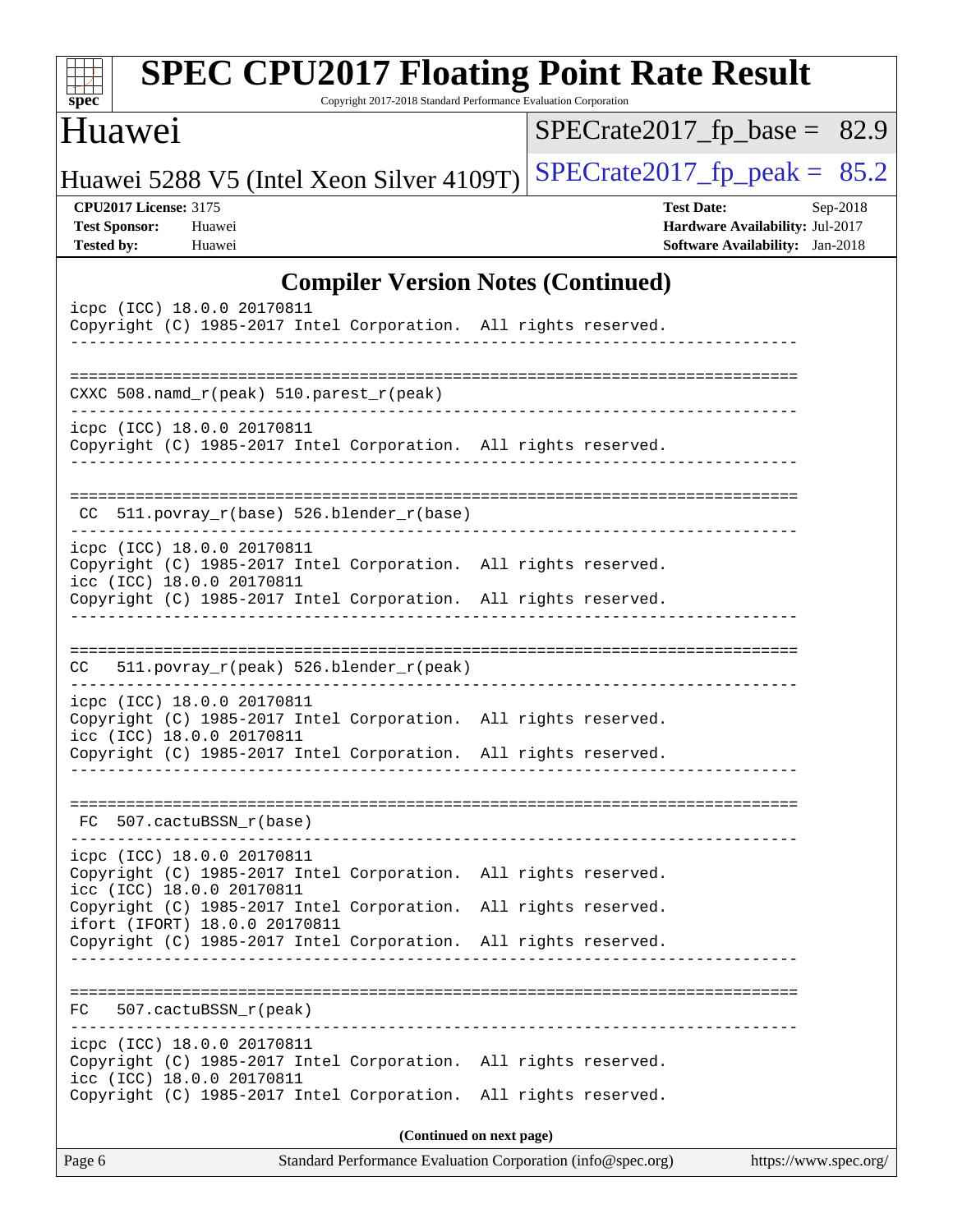## Compiler Version Notes (Continued)

```
icpc (ICC) 18.0.0 20170811
Copyright (C) 1985-2017 Intel Corporation.  All rights reserved.
------------------------------------------------------------------------------

==============================================================================
CXXC 508.namd_r(peak) 510.parest_r(peak)
------------------------------------------------------------------------------
icpc (ICC) 18.0.0 20170811
Copyright (C) 1985-2017 Intel Corporation.  All rights reserved.
------------------------------------------------------------------------------

==============================================================================
 CC  511.povray_r(base) 526.blender_r(base)
------------------------------------------------------------------------------
icpc (ICC) 18.0.0 20170811
Copyright (C) 1985-2017 Intel Corporation.  All rights reserved.
icc (ICC) 18.0.0 20170811
Copyright (C) 1985-2017 Intel Corporation.  All rights reserved.
------------------------------------------------------------------------------

==============================================================================
CC   511.povray_r(peak) 526.blender_r(peak)
------------------------------------------------------------------------------
icpc (ICC) 18.0.0 20170811
Copyright (C) 1985-2017 Intel Corporation.  All rights reserved.
icc (ICC) 18.0.0 20170811
Copyright (C) 1985-2017 Intel Corporation.  All rights reserved.
------------------------------------------------------------------------------

==============================================================================
 FC  507.cactuBSSN_r(base)
------------------------------------------------------------------------------
icpc (ICC) 18.0.0 20170811
Copyright (C) 1985-2017 Intel Corporation.  All rights reserved.
icc (ICC) 18.0.0 20170811
Copyright (C) 1985-2017 Intel Corporation.  All rights reserved.
ifort (IFORT) 18.0.0 20170811
Copyright (C) 1985-2017 Intel Corporation.  All rights reserved.
------------------------------------------------------------------------------

==============================================================================
FC   507.cactuBSSN_r(peak)
------------------------------------------------------------------------------
icpc (ICC) 18.0.0 20170811
Copyright (C) 1985-2017 Intel Corporation.  All rights reserved.
icc (ICC) 18.0.0 20170811
Copyright (C) 1985-2017 Intel Corporation.  All rights reserved.
```

**(Continued on next page)**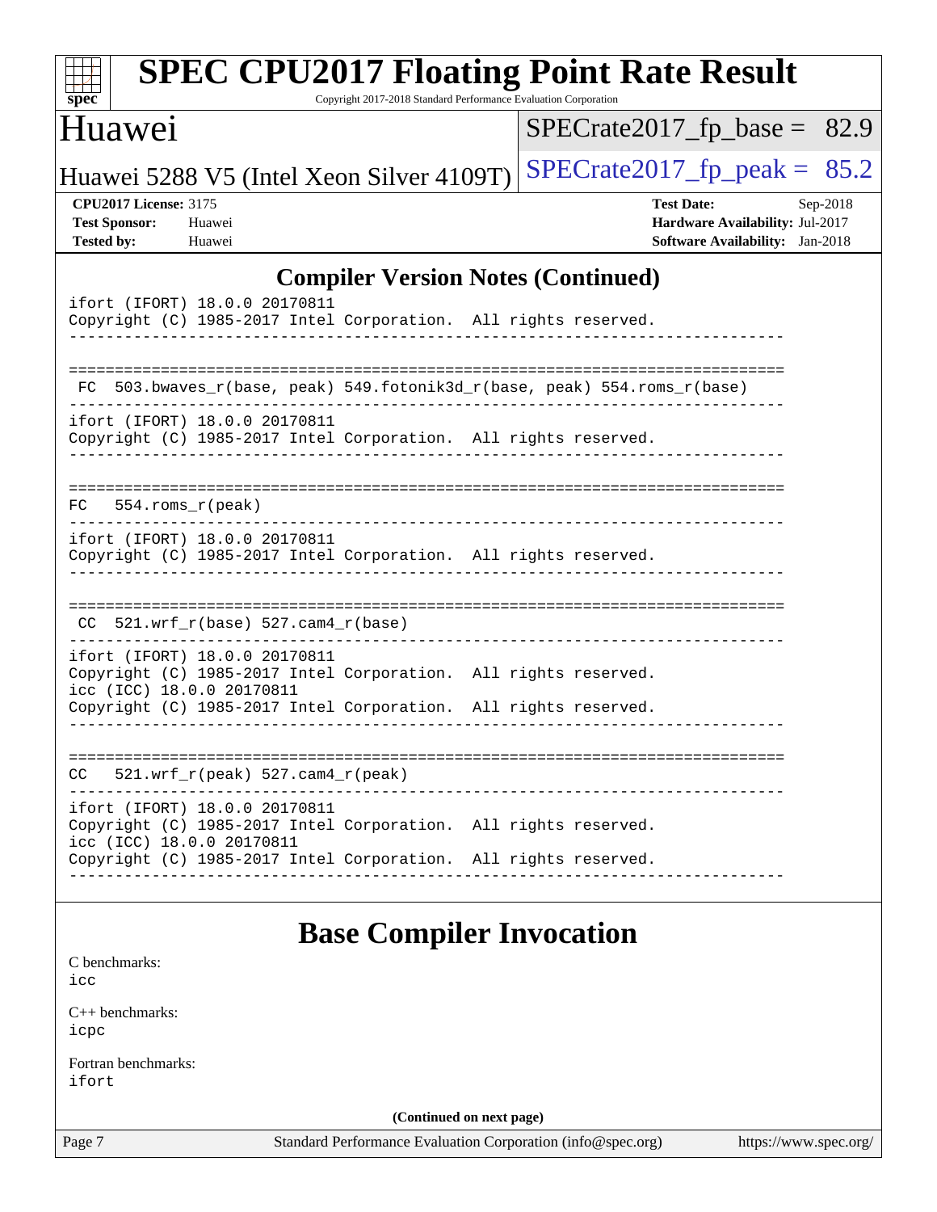## Compiler Version Notes (Continued)

```
ifort (IFORT) 18.0.0 20170811
Copyright (C) 1985-2017 Intel Corporation.  All rights reserved.
------------------------------------------------------------------------------

==============================================================================
 FC  503.bwaves_r(base, peak) 549.fotonik3d_r(base, peak) 554.roms_r(base)
------------------------------------------------------------------------------
ifort (IFORT) 18.0.0 20170811
Copyright (C) 1985-2017 Intel Corporation.  All rights reserved.
------------------------------------------------------------------------------

==============================================================================
FC   554.roms_r(peak)
------------------------------------------------------------------------------
ifort (IFORT) 18.0.0 20170811
Copyright (C) 1985-2017 Intel Corporation.  All rights reserved.
------------------------------------------------------------------------------

==============================================================================
 CC  521.wrf_r(base) 527.cam4_r(base)
------------------------------------------------------------------------------
ifort (IFORT) 18.0.0 20170811
Copyright (C) 1985-2017 Intel Corporation.  All rights reserved.
icc (ICC) 18.0.0 20170811
Copyright (C) 1985-2017 Intel Corporation.  All rights reserved.
------------------------------------------------------------------------------

==============================================================================
CC   521.wrf_r(peak) 527.cam4_r(peak)
------------------------------------------------------------------------------
ifort (IFORT) 18.0.0 20170811
Copyright (C) 1985-2017 Intel Corporation.  All rights reserved.
icc (ICC) 18.0.0 20170811
Copyright (C) 1985-2017 Intel Corporation.  All rights reserved.
------------------------------------------------------------------------------
```

## Base Compiler Invocation

C benchmarks:
icc

C++ benchmarks:
icpc

Fortran benchmarks:
ifort

(Continued on next page)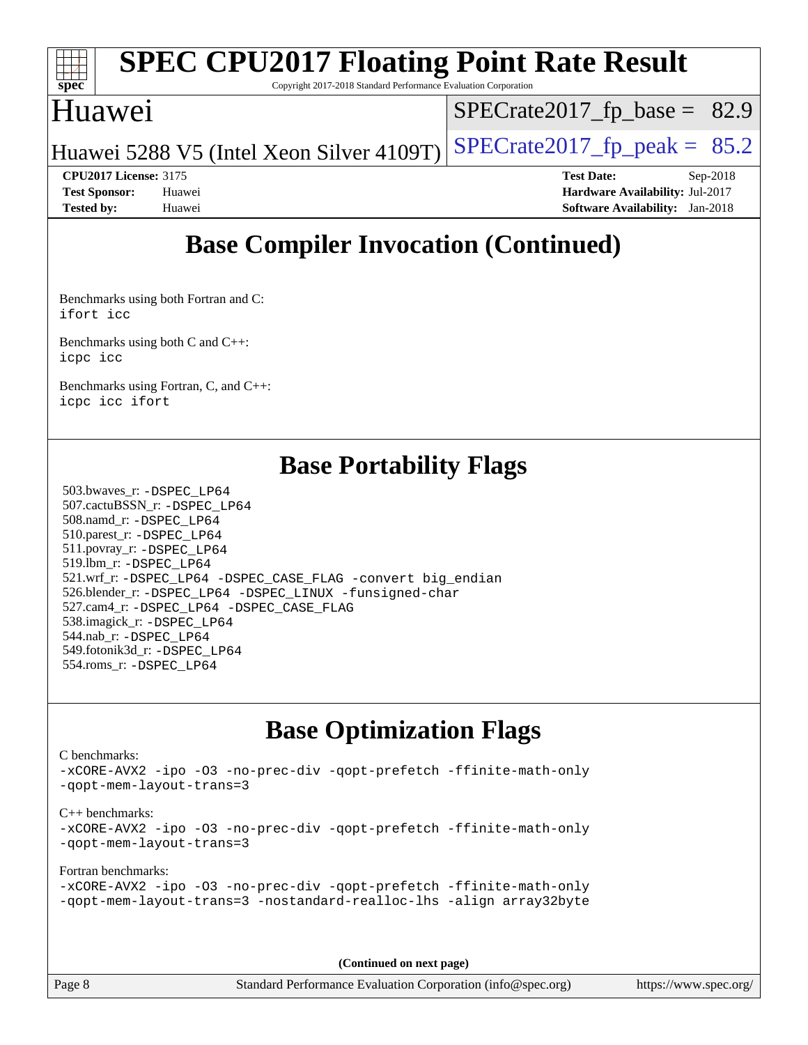## Base Compiler Invocation (Continued)

Benchmarks using both Fortran and C:
ifort icc

Benchmarks using both C and C++:
icpc icc

Benchmarks using Fortran, C, and C++:
icpc icc ifort

## Base Portability Flags

503.bwaves_r: -DSPEC_LP64
507.cactuBSSN_r: -DSPEC_LP64
508.namd_r: -DSPEC_LP64
510.parest_r: -DSPEC_LP64
511.povray_r: -DSPEC_LP64
519.lbm_r: -DSPEC_LP64
521.wrf_r: -DSPEC_LP64 -DSPEC_CASE_FLAG -convert big_endian
526.blender_r: -DSPEC_LP64 -DSPEC_LINUX -funsigned-char
527.cam4_r: -DSPEC_LP64 -DSPEC_CASE_FLAG
538.imagick_r: -DSPEC_LP64
544.nab_r: -DSPEC_LP64
549.fotonik3d_r: -DSPEC_LP64
554.roms_r: -DSPEC_LP64

## Base Optimization Flags

C benchmarks:
-xCORE-AVX2 -ipo -O3 -no-prec-div -qopt-prefetch -ffinite-math-only
-qopt-mem-layout-trans=3

C++ benchmarks:
-xCORE-AVX2 -ipo -O3 -no-prec-div -qopt-prefetch -ffinite-math-only
-qopt-mem-layout-trans=3

Fortran benchmarks:
-xCORE-AVX2 -ipo -O3 -no-prec-div -qopt-prefetch -ffinite-math-only
-qopt-mem-layout-trans=3 -nostandard-realloc-lhs -align array32byte

**(Continued on next page)**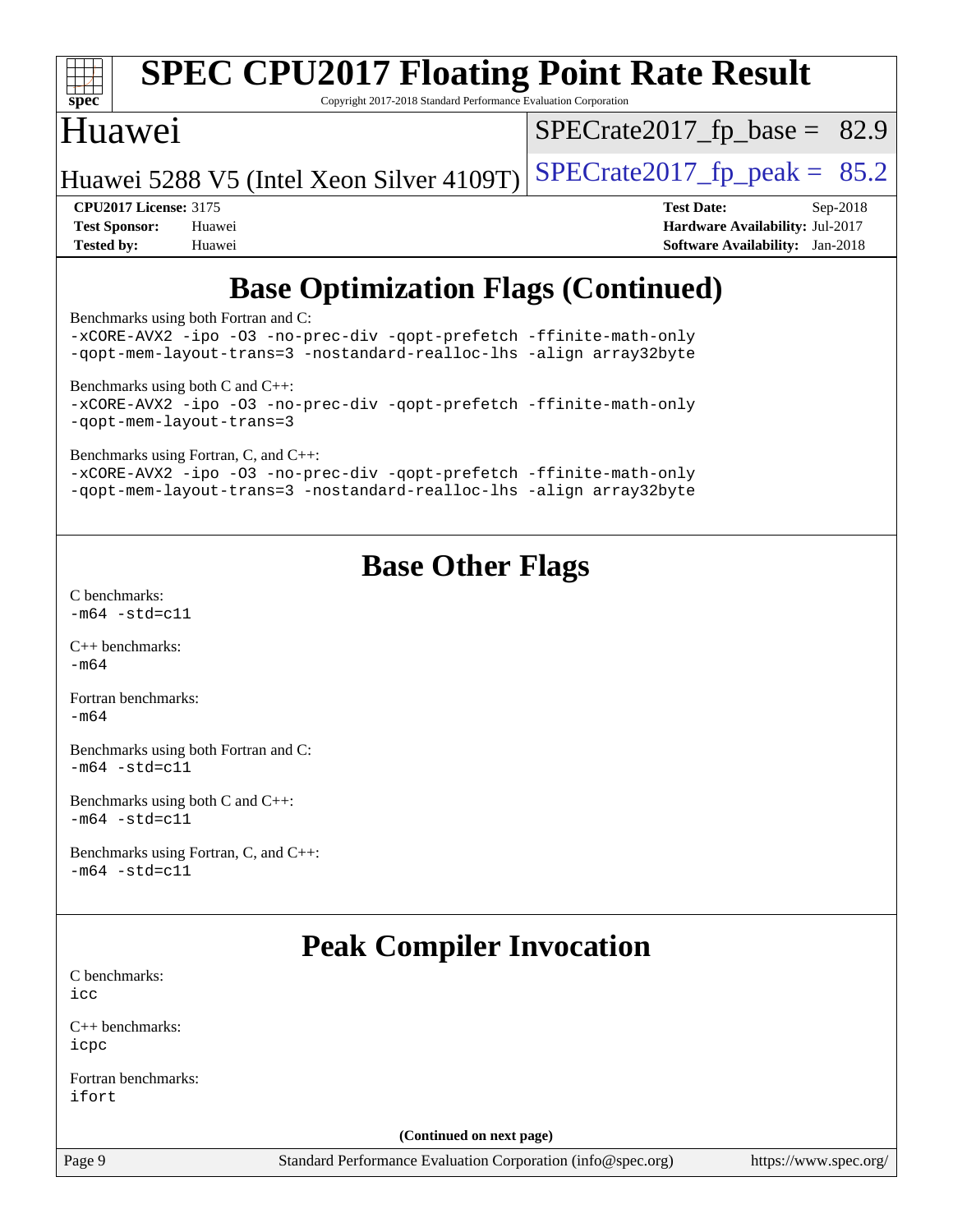## Base Optimization Flags (Continued)

Benchmarks using both Fortran and C:
```
-xCORE-AVX2 -ipo -O3 -no-prec-div -qopt-prefetch -ffinite-math-only
-qopt-mem-layout-trans=3 -nostandard-realloc-lhs -align array32byte
```

Benchmarks using both C and C++:
```
-xCORE-AVX2 -ipo -O3 -no-prec-div -qopt-prefetch -ffinite-math-only
-qopt-mem-layout-trans=3
```

Benchmarks using Fortran, C, and C++:
```
-xCORE-AVX2 -ipo -O3 -no-prec-div -qopt-prefetch -ffinite-math-only
-qopt-mem-layout-trans=3 -nostandard-realloc-lhs -align array32byte
```

## Base Other Flags

C benchmarks:
```
-m64 -std=c11
```

C++ benchmarks:
```
-m64
```

Fortran benchmarks:
```
-m64
```

Benchmarks using both Fortran and C:
```
-m64 -std=c11
```

Benchmarks using both C and C++:
```
-m64 -std=c11
```

Benchmarks using Fortran, C, and C++:
```
-m64 -std=c11
```

## Peak Compiler Invocation

C benchmarks:
```
icc
```

C++ benchmarks:
```
icpc
```

Fortran benchmarks:
```
ifort
```

**(Continued on next page)**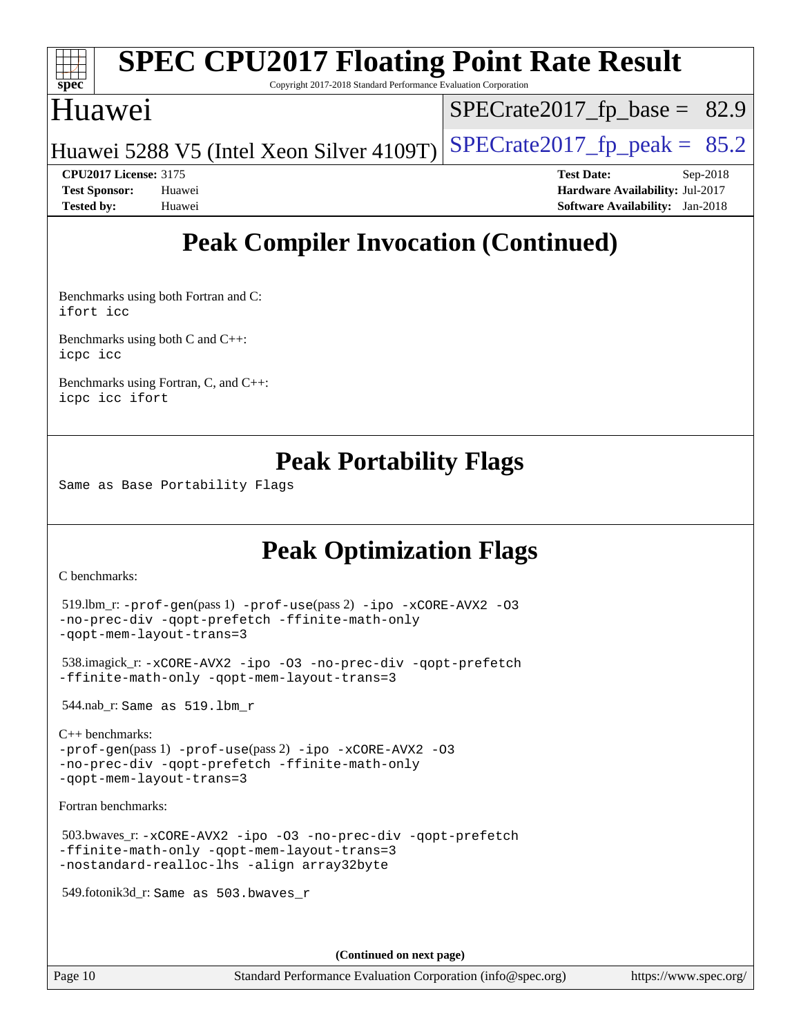# Peak Compiler Invocation (Continued)

Benchmarks using both Fortran and C:
`ifort icc`

Benchmarks using both C and C++:
`icpc icc`

Benchmarks using Fortran, C, and C++:
`icpc icc ifort`

# Peak Portability Flags

Same as Base Portability Flags

# Peak Optimization Flags

C benchmarks:

519.lbm_r: `-prof-gen`(pass 1) `-prof-use`(pass 2) `-ipo -xCORE-AVX2 -O3 -no-prec-div -qopt-prefetch -ffinite-math-only -qopt-mem-layout-trans=3`

538.imagick_r: `-xCORE-AVX2 -ipo -O3 -no-prec-div -qopt-prefetch -ffinite-math-only -qopt-mem-layout-trans=3`

544.nab_r: Same as 519.lbm_r

C++ benchmarks:
`-prof-gen`(pass 1) `-prof-use`(pass 2) `-ipo -xCORE-AVX2 -O3 -no-prec-div -qopt-prefetch -ffinite-math-only -qopt-mem-layout-trans=3`

Fortran benchmarks:

503.bwaves_r: `-xCORE-AVX2 -ipo -O3 -no-prec-div -qopt-prefetch -ffinite-math-only -qopt-mem-layout-trans=3 -nostandard-realloc-lhs -align array32byte`

549.fotonik3d_r: Same as 503.bwaves_r

(Continued on next page)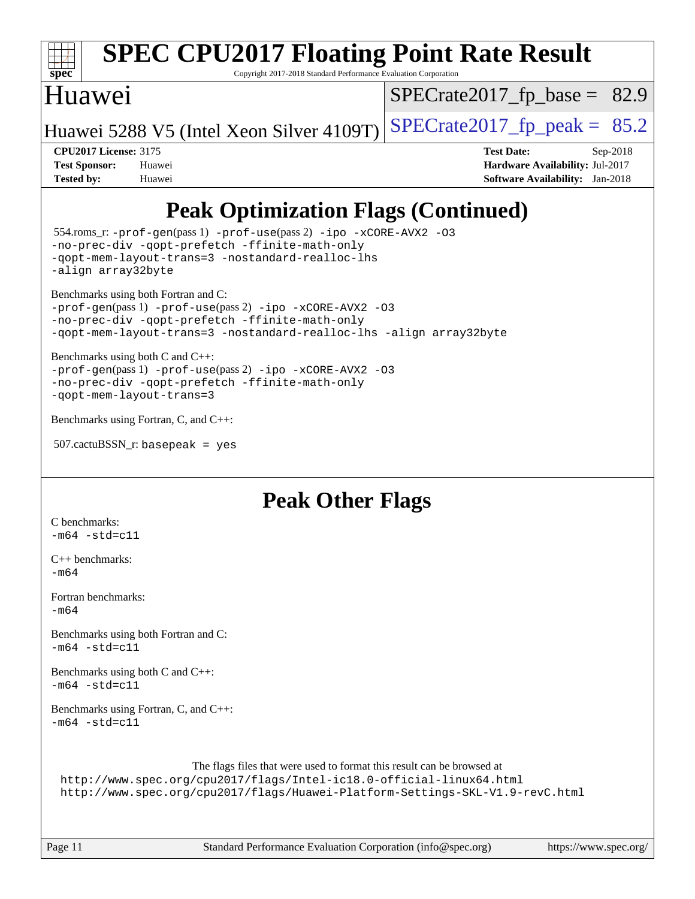# Peak Optimization Flags (Continued)

554.roms_r: -prof-gen(pass 1) -prof-use(pass 2) -ipo -xCORE-AVX2 -O3 -no-prec-div -qopt-prefetch -ffinite-math-only -qopt-mem-layout-trans=3 -nostandard-realloc-lhs -align array32byte

Benchmarks using both Fortran and C:
-prof-gen(pass 1) -prof-use(pass 2) -ipo -xCORE-AVX2 -O3 -no-prec-div -qopt-prefetch -ffinite-math-only -qopt-mem-layout-trans=3 -nostandard-realloc-lhs -align array32byte

Benchmarks using both C and C++:
-prof-gen(pass 1) -prof-use(pass 2) -ipo -xCORE-AVX2 -O3 -no-prec-div -qopt-prefetch -ffinite-math-only -qopt-mem-layout-trans=3

Benchmarks using Fortran, C, and C++:

507.cactuBSSN_r: basepeak = yes

# Peak Other Flags

C benchmarks:
-m64 -std=c11

C++ benchmarks:
-m64

Fortran benchmarks:
-m64

Benchmarks using both Fortran and C:
-m64 -std=c11

Benchmarks using both C and C++:
-m64 -std=c11

Benchmarks using Fortran, C, and C++:
-m64 -std=c11

The flags files that were used to format this result can be browsed at
http://www.spec.org/cpu2017/flags/Intel-ic18.0-official-linux64.html
http://www.spec.org/cpu2017/flags/Huawei-Platform-Settings-SKL-V1.9-revC.html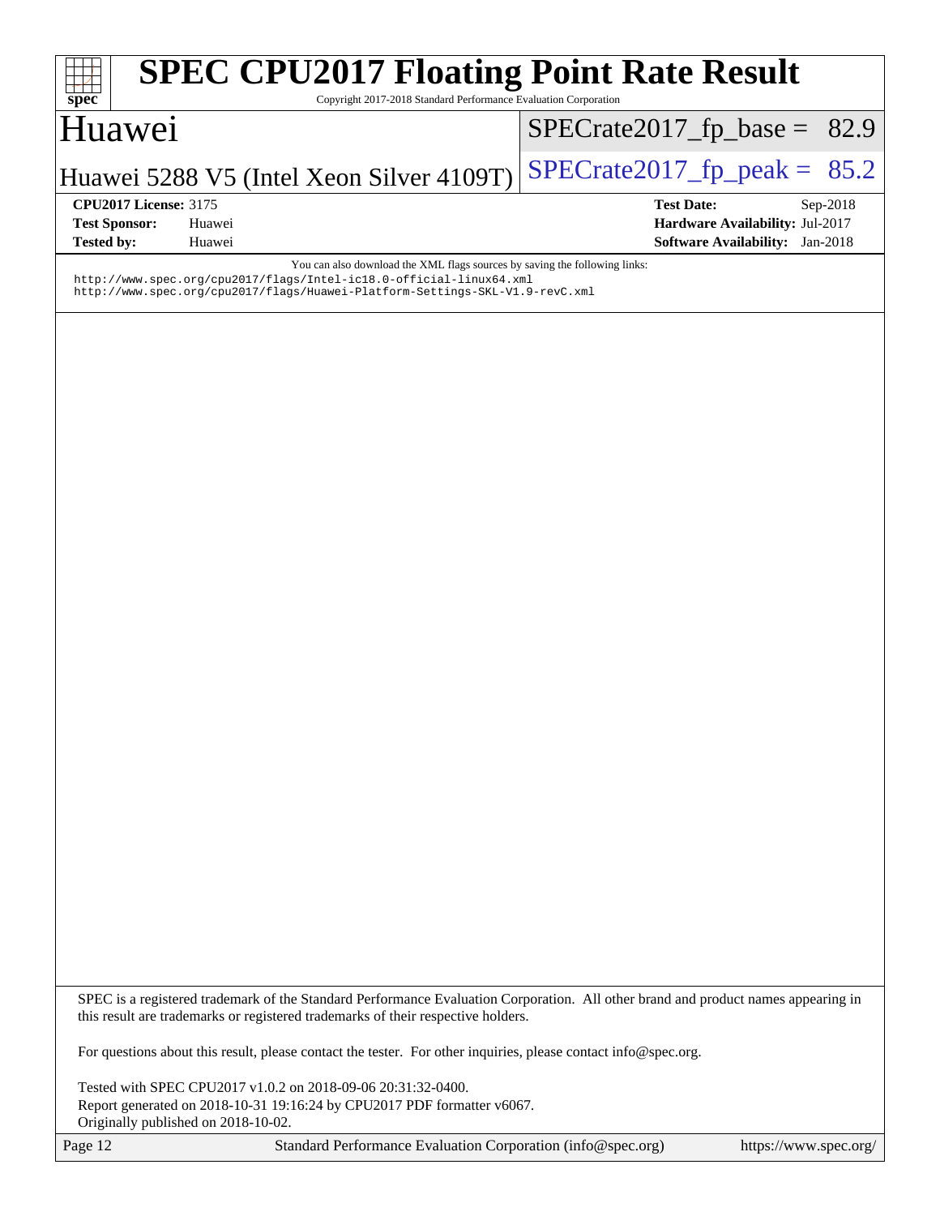You can also download the XML flags sources by saving the following links:

http://www.spec.org/cpu2017/flags/Intel-ic18.0-official-linux64.xml
http://www.spec.org/cpu2017/flags/Huawei-Platform-Settings-SKL-V1.9-revC.xml

SPEC is a registered trademark of the Standard Performance Evaluation Corporation. All other brand and product names appearing in this result are trademarks or registered trademarks of their respective holders.

For questions about this result, please contact the tester. For other inquiries, please contact info@spec.org.

Tested with SPEC CPU2017 v1.0.2 on 2018-09-06 20:31:32-0400.
Report generated on 2018-10-31 19:16:24 by CPU2017 PDF formatter v6067.
Originally published on 2018-10-02.